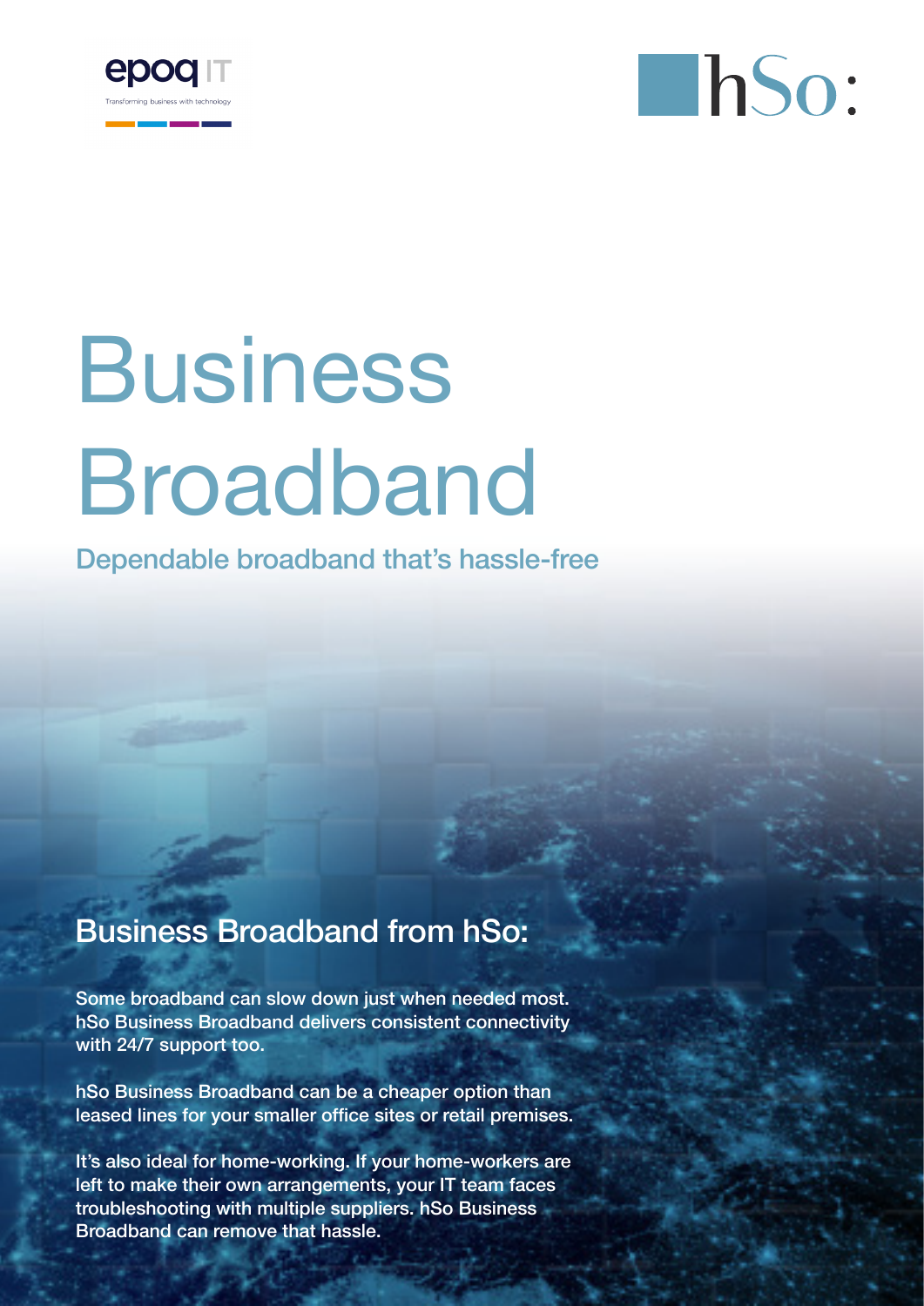epoq IT

Transforming business with technology

hSo:

# Business Broadband

Dependable broadband that's hassle-free

## Business Broadband from hSo:

Some broadband can slow down just when needed most. hSo Business Broadband delivers consistent connectivity with 24/7 support too.

hSo Business Broadband can be a cheaper option than leased lines for your smaller office sites or retail premises.

It's also ideal for home-working. If your home-workers are left to make their own arrangements, your IT team faces troubleshooting with multiple suppliers. hSo Business Broadband can remove that hassle.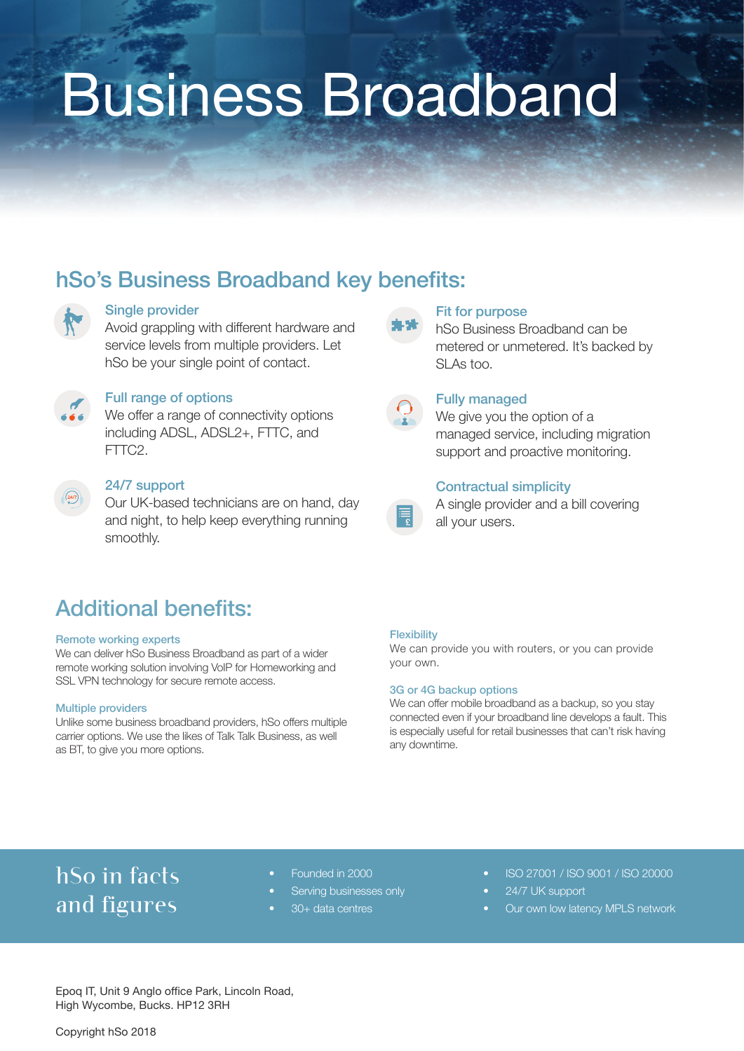# Business Broadband

## hSo's Business Broadband key benefits:

### Single provider
Avoid grappling with different hardware and service levels from multiple providers. Let hSo be your single point of contact.

### Full range of options
We offer a range of connectivity options including ADSL, ADSL2+, FTTC, and FTTC2.

### 24/7 support
Our UK-based technicians are on hand, day and night, to help keep everything running smoothly.

### Fit for purpose
hSo Business Broadband can be metered or unmetered. It's backed by SLAs too.

### Fully managed
We give you the option of a managed service, including migration support and proactive monitoring.

### Contractual simplicity
A single provider and a bill covering all your users.

## Additional benefits:

### Remote working experts
We can deliver hSo Business Broadband as part of a wider remote working solution involving VoIP for Homeworking and SSL VPN technology for secure remote access.

### Multiple providers
Unlike some business broadband providers, hSo offers multiple carrier options. We use the likes of Talk Talk Business, as well as BT, to give you more options.

### Flexibility
We can provide you with routers, or you can provide your own.

### 3G or 4G backup options
We can offer mobile broadband as a backup, so you stay connected even if your broadband line develops a fault. This is especially useful for retail businesses that can't risk having any downtime.

## hSo in facts and figures

- Founded in 2000
- Serving businesses only
- 30+ data centres
- ISO 27001 / ISO 9001 / ISO 20000
- 24/7 UK support
- Our own low latency MPLS network

Epoq IT, Unit 9 Anglo office Park, Lincoln Road,
High Wycombe, Bucks. HP12 3RH

Copyright hSo 2018